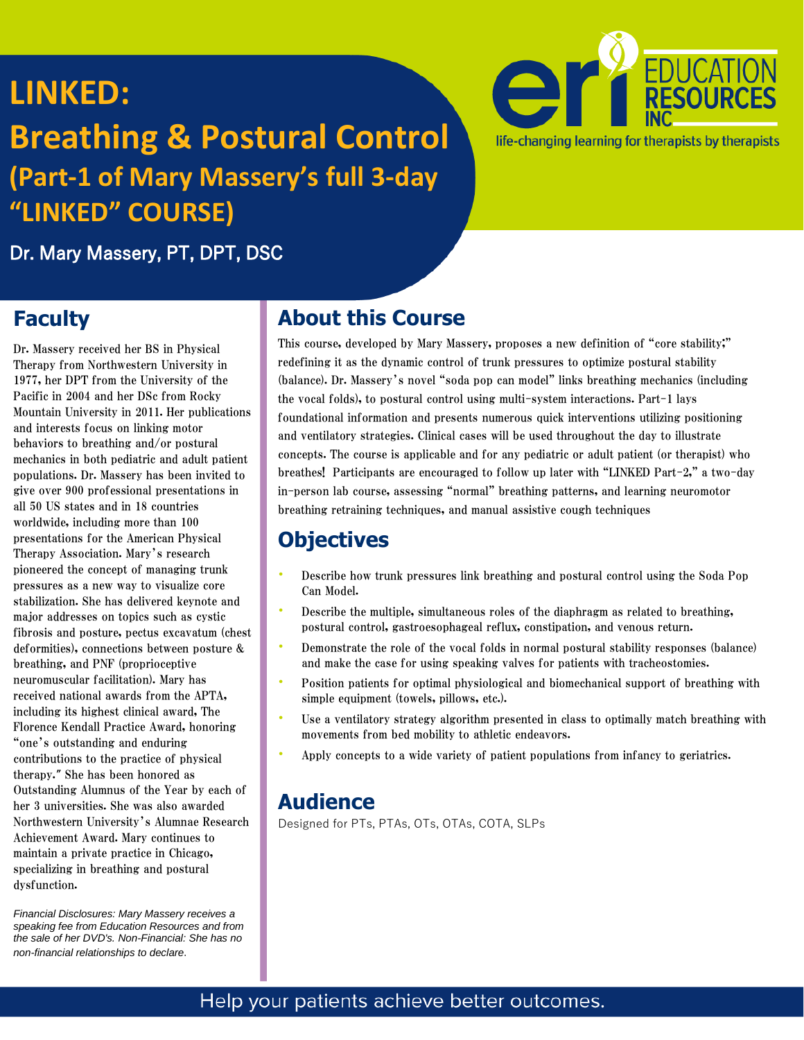# LINKED: Breathing & Postural Control

## (Part-1 of Mary Massery's full 3-day "LINKED" COURSE)

Dr. Mary Massery, PT, DPT, DSC

EDUCATION RESOURCES INC

life-changing learning for therapists by therapists

## Faculty

Dr. Massery received her BS in Physical Therapy from Northwestern University in 1977, her DPT from the University of the Pacific in 2004 and her DSc from Rocky Mountain University in 2011. Her publications and interests focus on linking motor behaviors to breathing and/or postural mechanics in both pediatric and adult patient populations. Dr. Massery has been invited to give over 900 professional presentations in all 50 US states and in 18 countries worldwide, including more than 100 presentations for the American Physical Therapy Association. Mary's research pioneered the concept of managing trunk pressures as a new way to visualize core stabilization. She has delivered keynote and major addresses on topics such as cystic fibrosis and posture, pectus excavatum (chest deformities), connections between posture & breathing, and PNF (proprioceptive neuromuscular facilitation). Mary has received national awards from the APTA, including its highest clinical award, The Florence Kendall Practice Award, honoring "one's outstanding and enduring contributions to the practice of physical therapy." She has been honored as Outstanding Alumnus of the Year by each of her 3 universities. She was also awarded Northwestern University's Alumnae Research Achievement Award. Mary continues to maintain a private practice in Chicago, specializing in breathing and postural dysfunction.

*Financial Disclosures: Mary Massery receives a speaking fee from Education Resources and from the sale of her DVD's. Non-Financial: She has no non-financial relationships to declare.*

## About this Course

This course, developed by Mary Massery, proposes a new definition of "core stability;" redefining it as the dynamic control of trunk pressures to optimize postural stability (balance). Dr. Massery's novel "soda pop can model" links breathing mechanics (including the vocal folds), to postural control using multi-system interactions. Part-1 lays foundational information and presents numerous quick interventions utilizing positioning and ventilatory strategies. Clinical cases will be used throughout the day to illustrate concepts. The course is applicable and for any pediatric or adult patient (or therapist) who breathes! Participants are encouraged to follow up later with "LINKED Part-2," a two-day in-person lab course, assessing "normal" breathing patterns, and learning neuromotor breathing retraining techniques, and manual assistive cough techniques

## Objectives

- Describe how trunk pressures link breathing and postural control using the Soda Pop Can Model.
- Describe the multiple, simultaneous roles of the diaphragm as related to breathing, postural control, gastroesophageal reflux, constipation, and venous return.
- Demonstrate the role of the vocal folds in normal postural stability responses (balance) and make the case for using speaking valves for patients with tracheostomies.
- Position patients for optimal physiological and biomechanical support of breathing with simple equipment (towels, pillows, etc.).
- Use a ventilatory strategy algorithm presented in class to optimally match breathing with movements from bed mobility to athletic endeavors.
- Apply concepts to a wide variety of patient populations from infancy to geriatrics.

## Audience

Designed for PTs, PTAs, OTs, OTAs, COTA, SLPs

Help your patients achieve better outcomes.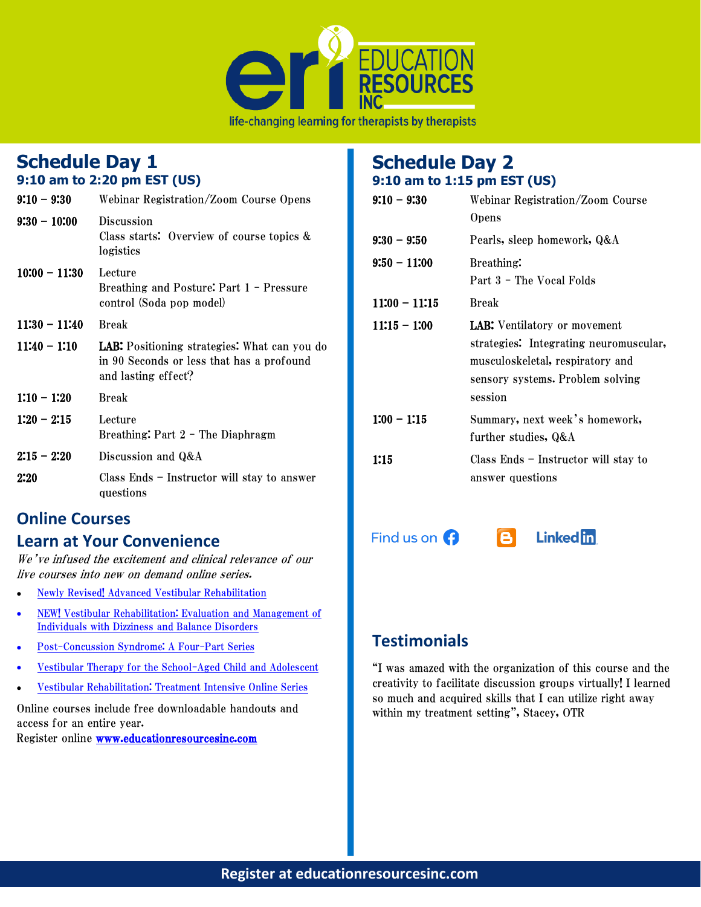EDUCATION RESOURCES INC

life-changing learning for therapists by therapists

## Schedule Day 1

### 9:10 am to 2:20 pm EST (US)

| | |
|---|---|
| **9:10 – 9:30** | Webinar Registration/Zoom Course Opens |
| **9:30 – 10:00** | Discussion<br>Class starts: Overview of course topics & logistics |
| **10:00 – 11:30** | Lecture<br>Breathing and Posture: Part 1 – Pressure control (Soda pop model) |
| **11:30 – 11:40** | Break |
| **11:40 – 1:10** | **LAB:** Positioning strategies: What can you do in 90 Seconds or less that has a profound and lasting effect? |
| **1:10 – 1:20** | Break |
| **1:20 – 2:15** | Lecture<br>Breathing: Part 2 – The Diaphragm |
| **2:15 – 2:20** | Discussion and Q&A |
| **2:20** | Class Ends – Instructor will stay to answer questions |

## Online Courses

## Learn at Your Convenience

*We've infused the excitement and clinical relevance of our live courses into new on demand online series.*

- Newly Revised! Advanced Vestibular Rehabilitation
- NEW! Vestibular Rehabilitation: Evaluation and Management of Individuals with Dizziness and Balance Disorders
- Post-Concussion Syndrome: A Four-Part Series
- Vestibular Therapy for the School-Aged Child and Adolescent
- Vestibular Rehabilitation: Treatment Intensive Online Series

Online courses include free downloadable handouts and access for an entire year.
Register online **www.educationresourcesinc.com**

## Schedule Day 2

### 9:10 am to 1:15 pm EST (US)

| | |
|---|---|
| **9:10 – 9:30** | Webinar Registration/Zoom Course Opens |
| **9:30 – 9:50** | Pearls, sleep homework, Q&A |
| **9:50 – 11:00** | Breathing:<br>Part 3 – The Vocal Folds |
| **11:00 – 11:15** | Break |
| **11:15 – 1:00** | **LAB:** Ventilatory or movement strategies: Integrating neuromuscular, musculoskeletal, respiratory and sensory systems. Problem solving session |
| **1:00 – 1:15** | Summary, next week's homework, further studies, Q&A |
| **1:15** | Class Ends – Instructor will stay to answer questions |

Find us on Facebook, Blogger, LinkedIn

## Testimonials

"I was amazed with the organization of this course and the creativity to facilitate discussion groups virtually! I learned so much and acquired skills that I can utilize right away within my treatment setting", Stacey, OTR

**Register at educationresourcesinc.com**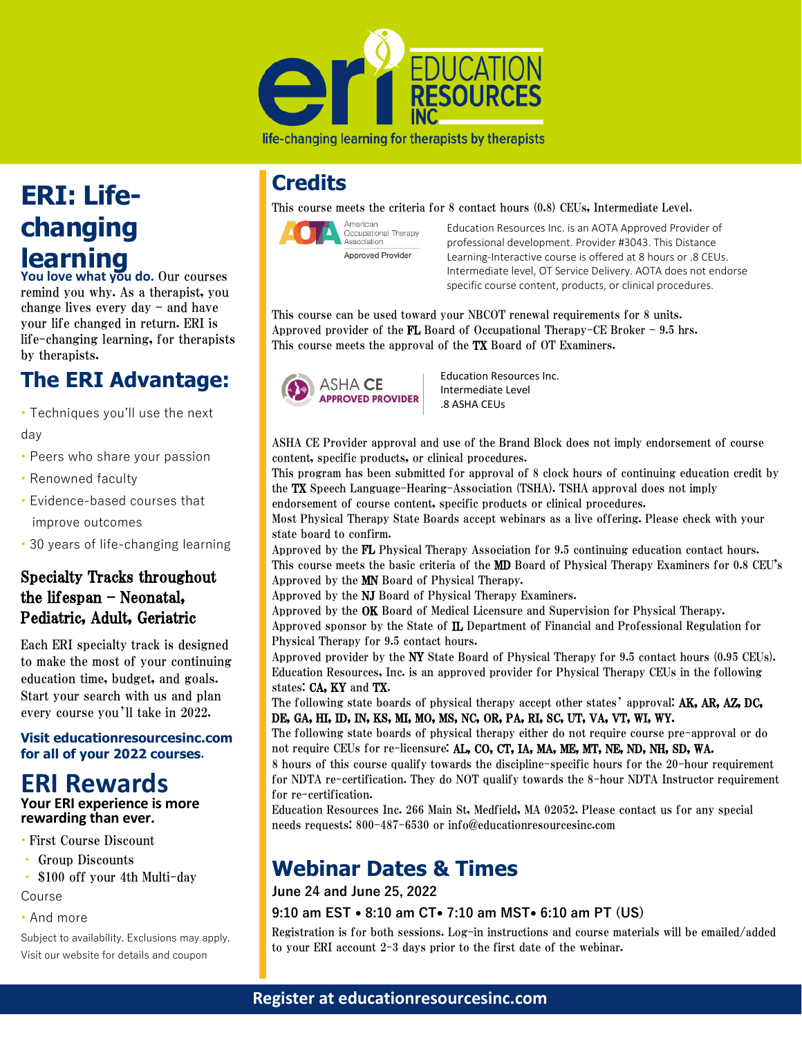life-changing learning for therapists by therapists

# ERI: Life-changing learning

**You love what you do.** Our courses remind you why. As a therapist, you change lives every day – and have your life changed in return. ERI is life-changing learning, for therapists by therapists.

## The ERI Advantage:

- Techniques you'll use the next day
- Peers who share your passion
- Renowned faculty
- Evidence-based courses that improve outcomes
- 30 years of life-changing learning

### Specialty Tracks throughout the lifespan – Neonatal, Pediatric, Adult, Geriatric

Each ERI specialty track is designed to make the most of your continuing education time, budget, and goals. Start your search with us and plan every course you'll take in 2022.

**Visit educationresourcesinc.com for all of your 2022 courses.**

## ERI Rewards

**Your ERI experience is more rewarding than ever.**

- First Course Discount
- Group Discounts
- $100 off your 4th Multi-day Course
- And more

Subject to availability. Exclusions may apply. Visit our website for details and coupon

## Credits

This course meets the criteria for 8 contact hours (0.8) CEUs, Intermediate Level.

American Occupational Therapy Association Approved Provider

Education Resources Inc. is an AOTA Approved Provider of professional development. Provider #3043. This Distance Learning-Interactive course is offered at 8 hours or .8 CEUs. Intermediate level, OT Service Delivery. AOTA does not endorse specific course content, products, or clinical procedures.

This course can be used toward your NBCOT renewal requirements for 8 units.
Approved provider of the **FL** Board of Occupational Therapy-CE Broker – 9.5 hrs.
This course meets the approval of the **TX** Board of OT Examiners.

ASHA CE APPROVED PROVIDER

Education Resources Inc.
Intermediate Level
.8 ASHA CEUs

ASHA CE Provider approval and use of the Brand Block does not imply endorsement of course content, specific products, or clinical procedures.
This program has been submitted for approval of 8 clock hours of continuing education credit by the **TX** Speech Language-Hearing-Association (TSHA). TSHA approval does not imply endorsement of course content, specific products or clinical procedures.
Most Physical Therapy State Boards accept webinars as a live offering. Please check with your state board to confirm.
Approved by the **FL** Physical Therapy Association for 9.5 continuing education contact hours.
This course meets the basic criteria of the **MD** Board of Physical Therapy Examiners for 0.8 CEU's
Approved by the **MN** Board of Physical Therapy.
Approved by the **NJ** Board of Physical Therapy Examiners.
Approved by the **OK** Board of Medical Licensure and Supervision for Physical Therapy.
Approved sponsor by the State of **IL** Department of Financial and Professional Regulation for Physical Therapy for 9.5 contact hours.
Approved provider by the **NY** State Board of Physical Therapy for 9.5 contact hours (0.95 CEUs).
Education Resources, Inc. is an approved provider for Physical Therapy CEUs in the following states: **CA**, **KY** and **TX**.
The following state boards of physical therapy accept other states' approval: **AK, AR, AZ, DC, DE, GA, HI, ID, IN, KS, MI, MO, MS, NC, OR, PA, RI, SC, UT, VA, VT, WI, WY.**
The following state boards of physical therapy either do not require course pre-approval or do not require CEUs for re-licensure: **AL, CO, CT, IA, MA, ME, MT, NE, ND, NH, SD, WA.**
8 hours of this course qualify towards the discipline-specific hours for the 20-hour requirement for NDTA re-certification. They do NOT qualify towards the 8-hour NDTA Instructor requirement for re-certification.
Education Resources Inc. 266 Main St, Medfield, MA 02052. Please contact us for any special needs requests: 800-487-6530 or info@educationresourcesinc.com

## Webinar Dates & Times

**June 24 and June 25, 2022**

**9:10 am EST • 8:10 am CT• 7:10 am MST• 6:10 am PT (US)**

Registration is for both sessions. Log-in instructions and course materials will be emailed/added to your ERI account 2-3 days prior to the first date of the webinar.

**Register at educationresourcesinc.com**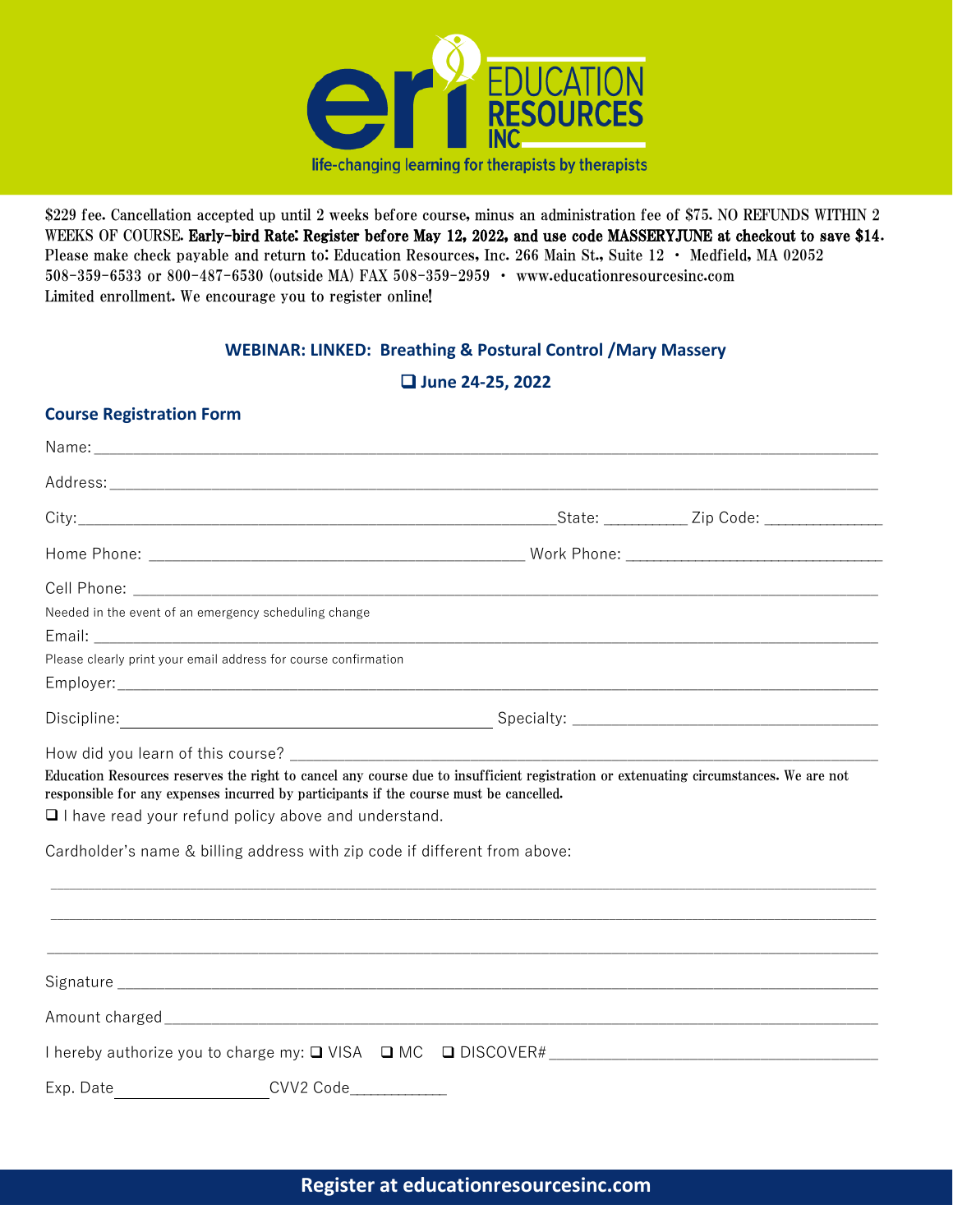EDUCATION RESOURCES INC

life-changing learning for therapists by therapists

$229 fee. Cancellation accepted up until 2 weeks before course, minus an administration fee of $75. NO REFUNDS WITHIN 2 WEEKS OF COURSE. **Early-bird Rate: Register before May 12, 2022, and use code MASSERYJUNE at checkout to save $14.**
Please make check payable and return to: Education Resources, Inc. 266 Main St., Suite 12 • Medfield, MA 02052
508-359-6533 or 800-487-6530 (outside MA) FAX 508-359-2959 • www.educationresourcesinc.com
Limited enrollment. We encourage you to register online!

**WEBINAR: LINKED: Breathing & Postural Control /Mary Massery**

❑ **June 24-25, 2022**

## Course Registration Form

Name:\_\_\_\_\_\_\_\_\_\_\_\_\_\_\_\_\_\_\_\_\_\_\_\_\_\_\_\_\_\_\_\_\_\_\_\_\_\_\_\_\_\_\_\_\_\_\_\_

Address:\_\_\_\_\_\_\_\_\_\_\_\_\_\_\_\_\_\_\_\_\_\_\_\_\_\_\_\_\_\_\_\_\_\_\_\_\_\_\_\_\_\_\_\_\_\_

City:\_\_\_\_\_\_\_\_\_\_\_\_\_\_\_\_\_\_\_\_\_\_\_\_\_\_\_\_\_\_State: \_\_\_\_\_\_\_\_\_\_ Zip Code: \_\_\_\_\_\_\_\_\_\_\_\_\_\_

Home Phone: \_\_\_\_\_\_\_\_\_\_\_\_\_\_\_\_\_\_\_\_\_\_\_\_\_\_ Work Phone: \_\_\_\_\_\_\_\_\_\_\_\_\_\_\_\_\_\_\_\_\_\_\_\_

Cell Phone: \_\_\_\_\_\_\_\_\_\_\_\_\_\_\_\_\_\_\_\_\_\_\_\_\_\_\_\_\_\_\_\_\_\_\_\_\_\_\_\_\_\_\_\_\_\_

Needed in the event of an emergency scheduling change

Email: \_\_\_\_\_\_\_\_\_\_\_\_\_\_\_\_\_\_\_\_\_\_\_\_\_\_\_\_\_\_\_\_\_\_\_\_\_\_\_\_\_\_\_\_\_\_\_\_

Please clearly print your email address for course confirmation

Employer:\_\_\_\_\_\_\_\_\_\_\_\_\_\_\_\_\_\_\_\_\_\_\_\_\_\_\_\_\_\_\_\_\_\_\_\_\_\_\_\_\_\_\_\_\_\_

Discipline:\_\_\_\_\_\_\_\_\_\_\_\_\_\_\_\_\_\_\_\_\_\_\_\_\_\_ Specialty: \_\_\_\_\_\_\_\_\_\_\_\_\_\_\_\_\_\_\_\_\_\_\_\_

How did you learn of this course? \_\_\_\_\_\_\_\_\_\_\_\_\_\_\_\_\_\_\_\_\_\_\_\_\_\_\_\_\_\_\_\_\_\_\_\_\_\_

**Education Resources reserves the right to cancel any course due to insufficient registration or extenuating circumstances. We are not responsible for any expenses incurred by participants if the course must be cancelled.**

❑ I have read your refund policy above and understand.

Cardholder's name & billing address with zip code if different from above:

\_\_\_\_\_\_\_\_\_\_\_\_\_\_\_\_\_\_\_\_\_\_\_\_\_\_\_\_\_\_\_\_\_\_\_\_\_\_\_\_\_\_\_\_\_\_\_\_\_\_\_\_

\_\_\_\_\_\_\_\_\_\_\_\_\_\_\_\_\_\_\_\_\_\_\_\_\_\_\_\_\_\_\_\_\_\_\_\_\_\_\_\_\_\_\_\_\_\_\_\_\_\_\_\_

\_\_\_\_\_\_\_\_\_\_\_\_\_\_\_\_\_\_\_\_\_\_\_\_\_\_\_\_\_\_\_\_\_\_\_\_\_\_\_\_\_\_\_\_\_\_\_\_\_\_\_\_

Signature \_\_\_\_\_\_\_\_\_\_\_\_\_\_\_\_\_\_\_\_\_\_\_\_\_\_\_\_\_\_\_\_\_\_\_\_\_\_\_\_\_\_\_\_\_\_

Amount charged\_\_\_\_\_\_\_\_\_\_\_\_\_\_\_\_\_\_\_\_\_\_\_\_\_\_\_\_\_\_\_\_\_\_\_\_\_\_\_\_\_\_\_\_

I hereby authorize you to charge my: ❑ VISA ❑ MC ❑ DISCOVER# \_\_\_\_\_\_\_\_\_\_\_\_\_\_\_\_\_\_\_\_\_\_\_\_

Exp. Date\_\_\_\_\_\_\_\_\_\_\_\_\_\_\_\_\_ CVV2 Code\_\_\_\_\_\_\_\_\_\_\_

**Register at educationresourcesinc.com**